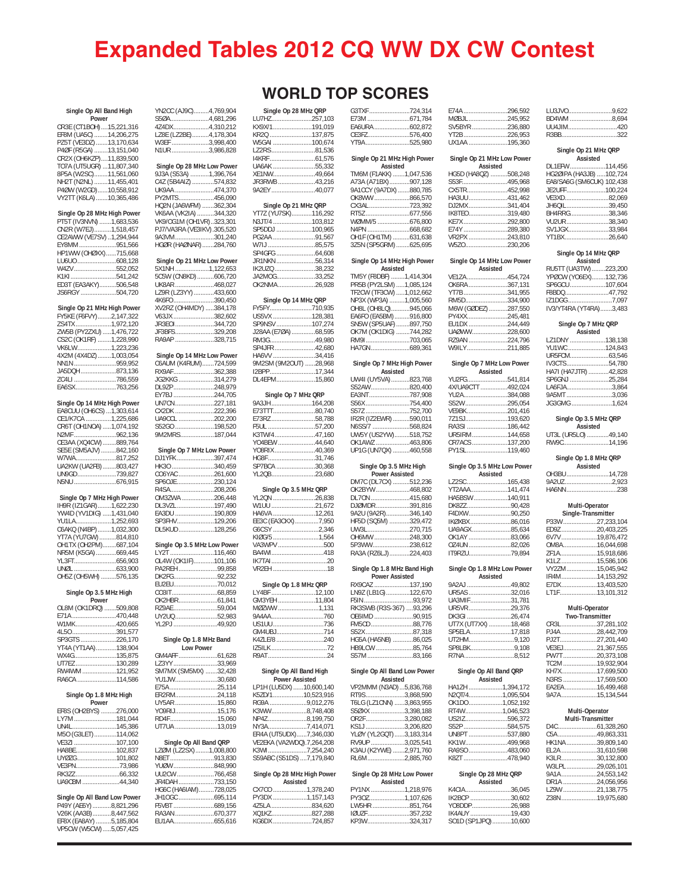# Expanded Tables 2012 CQ WW DX CW Contest

## WORLD TOP SCORES

### Single Op All Band High Power

CR3E (CT1BOH) ....15,221,316
EF8M (UA5C) ........14,206,275
PZ5T (VE3DZ) .......13,170,634
P4ØF (R5GA) ........13,151,040
CR2X (OH6KZP)....11,839,500
TO7A (UT5UGR) ...11,807,340
8P5A (W2SC)........11,561,060
NH2T (N2NL) ........11,455,401
P4ØW (W2GD)......10,558,912
VY2TT (K6LA) .......10,365,486

### Single Op 28 MHz High Power

PT5T (IV3NVN) .......1,683,536
CN2R (W7EJ)..........1,518,457
CE2AWW (VE7SV) ..1,294,944
EY8MM .....................951,566
HP1WW (OHØXX) ......715,668
LU6UO......................608,128
W4ZV ........................552,052
K1KI ..........................541,242
ED3T (EA3AKY)..........506,548
JS6RGY .....................504,720

### Single Op 21 MHz High Power

FY5KE (F6FVY) ........2,147,322
ZS4TX.......................1,972,120
ZW5B (PY2ZXU) .....1,476,722
CS2C (OK1RF) ........1,228,990
VK6LW.....................1,223,236
4X2M (4X4DZ) ........1,003,054
NN1N.........................959,952
JA5DQH .....................873,136
ZC4LI .........................786,559
EA6SX.......................763,256

### Single Op 14 MHz High Power

EA8CUU (OH6CS) ...1,303,614
CE1/K7CA ...............1,225,686
CR6T (OH1NOA) .....1,074,192
N2MF.........................962,136
CE3AA (XQ4CW) ........889,764
SE5E (SM5AJV) .........842,160
W7WA.........................817,252
UA2KW (UA2FB) ........803,427
UN9GD........................739,827
N5NU ..........................676,915

### Single Op 7 MHz High Power

IH9R (IZ1GAR) ........1,622,230
YW4D (YV1DIG) .....1,431,040
YU1LA......................1,252,693
C6AKQ (N4BP) ........1,032,300
YT7A (YU7GW) ..........814,810
OH1TX (OH2PM) ........687,104
NR5M (K5GA) ............669,445
YL3FT.........................656,903
UNØL .........................633,900
OH5Z (OH5WH) .........576,135

### Single Op 3.5 MHz High Power

OL8M (OK1DRQ) .......509,808
E71A ..........................470,448
W1MK.........................420,665
4L5O...........................391,577
SP3GTS .....................226,170
YT4A (YT1AA)............138,904
WX4G.........................135,875
UT7EZ........................130,289
RW4WM .....................121,952
RA6CA .......................114,586

### Single Op 1.8 MHz High Power

EF8S (OH2BYS) .........276,000
LY7M .........................181,044
UN4L...........................145,386
M5O (G3LET) .............114,062
VE3ZI .........................107,100
HA8BE........................102,837
UYØZG.......................101,802
VE3PN..........................73,986
RK3ZZ ..........................66,332
UA9CBM ......................44,340

### Single Op All Band Low Power

P49Y (AE6Y) ............8,821,296
V26K (AA3B)...........8,447,562
EF8X (EA8AY) .........5,185,804
VP5CW (W5CW) .....5,057,425
YN2CC (AJ9C).........4,769,904
S5ØA........................4,681,296
4Z4DX.......................4,310,212
LZ8E (LZ2BE)..........4,178,304
W3EF .......................3,998,400
N1UR ........................3,986,828

### Single Op 28 MHz Low Power

9J3A (S53A) ...........1,396,764
C4Z (5B4AIZ) ............574,832
UK9AA .......................474,370
PY2MTS.....................456,090
HQ2N (JA6WFM) .......362,304
VK6AA (VK2IA) ..........344,320
VK9/OG1M (OH1VR)..323,301
PJ7/VA3RA (VE3IKV) .305,520
9A3VM .......................301,240
HGØR (HAØNAR).......284,760

### Single Op 21 MHz Low Power

5X1NH ....................1,122,653
5C5W (CN8KD) ..........606,720
UK8AR .......................468,027
LZ9R (LZ3YY) ............433,600
4K6FO........................390,450
XV2RZ (OH4MDY) ......384,178
V63JX.........................382,602
JR3EOI .......................344,720
JF3BFS.......................329,208
RA9AP .......................328,715

### Single Op 14 MHz Low Power

C6AUM (K4RUM).......724,599
RX9AF........................362,388
JG2KKG .....................314,279
DL9ZP........................248,979
EY7BJ ........................244,705
UN7CN.......................227,181
CX2DK .......................222,396
UA9CCL .....................202,200
S52GO .......................198,520
9M2MRS.....................187,044

### Single Op 7 MHz Low Power

DJ1YFK......................397,474
HK3O .........................340,459
CO6YAC.....................261,600
SP6OJE......................230,124
R4SA..........................208,206
OM3ZWA ...................206,448
DL3VZL......................197,490
EA3DU .......................190,809
SP3FHV......................129,206
DL5KUD.....................128,256

### Single Op 3.5 MHz Low Power

LY2T .........................116,460
OL4W (OK1IF)............101,106
PA2REH.......................99,858
DK2FG.........................92,232
EU2EU.........................70,012
CO3IT..........................68,859
OK2HBR.......................61,841
RZ9AE..........................59,004
UY2UQ.........................52,983
YL2PJ .........................49,920

### Single Op 1.8 MHz Band Low Power

GW4AFF.......................61,628
LZ3YY .........................33,969
SM7MX (SM5MX) .......32,428
YU1JW.........................30,680
E75A ...........................25,114
ER2RM.........................24,118
UY5AR .........................15,860
YO9RIJ.........................15,176
RD4F...........................15,060
UT7UA .........................13,019

### Single Op All Band QRP

LZØM (LZ2SX) ........1,008,800
N8ET ..........................913,830
YU2W .........................848,990
UU2CW ......................766,458
JR4DAH .....................733,150
HG6C (HA6IAM).........728,025
JH1OGC.....................695,114
F5VBT ........................689,156
RA3AN .......................670,377
EU1AA.......................655,616

### Single Op 28 MHz QRP

LU7HZ........................257,103
KX9X/1.......................191,019
KR2Q .........................137,875
W5GAI .......................100,674
LZ2RS..........................81,536
I4KRF...........................61,576
UA6AK .........................55,332
XE1NW.........................49,664
JR3RWB .......................43,216
9A2EY ..........................40,077

### Single Op 21 MHz QRP

YT7Z (YU7SK)............116,292
N3JT/4 .......................103,812
SP5DDJ .....................100,965
PG2AA .........................91,567
W7IJ ............................85,575
SP4GFG .......................64,608
JR1NKN .......................56,314
IK2UZQ.........................38,232
JA2MOG.......................33,252
OK2NMA.......................26,928

### Single Op 14 MHz QRP

FY5FY.........................710,935
US5VX........................128,381
SP9NSV .....................107,274
J28AA (EF7ØA) ............68,595
RM3G...........................49,980
SP4JFR........................42,680
HA6VV .........................34,416
9M2SM (9M2OUT) ......28,968
I2BPP...........................17,344
DL4EPM.......................15,860

### Single Op 7 MHz QRP

9A3JH ........................164,208
E73TTT.........................80,740
E73RZ...........................58,788
F5UL ............................57,200
K3TW/4 ........................47,160
YO4BEW ......................44,640
YO8RIX ........................40,369
HG8F............................31,746
SP7BCA .......................30,368
YL2QB..........................23,680

### Single Op 3.5 MHz QRP

YL2QN .........................26,838
W1UU ..........................21,672
HA6VA .........................12,261
EE3C (EA3CKX) .............7,950
G6CSY ...........................2,346
KIØG/5 ...........................1,564
VA3WPV ...........................560
BA4WI ..............................418
IK7TAI ................................20
VR2EH ................................18

### Single Op 1.8 MHz QRP

LY4BF..........................12,100
GM3YEH .....................11,804
MØZWW ........................1,131
9A4AA...............................760
US1UU...............................736
GM4UBJ............................714
K4ZLE/8 ............................240
IZ5ILK .................................72
R9AT...................................24

### Single Op All Band High Power Assisted

LP1H (LU5DX) ......10,600,140
K5ZD/1..................10,523,916
RG9A......................9,012,276
K3WW......................8,748,408
NP4Z........................8,199,750
NY3A........................7,414,071
ER4A (UT5UDX) ......7,346,030
VE2EKA (VA2WDQ).7,264,208
K3WI ........................7,254,240
S59ABC (S51DS) ....7,179,840

### Single Op 28 MHz High Power Assisted

CX7CO ...................1,378,240
PY3DX ...................1,157,143
4Z5LA ........................834,620
XQ1KZ.......................827,288
KG6DX .......................724,857
G3TXF........................724,314
E73M .........................671,784
EA6URA .....................602,872
CE3FZ........................576,400
YT9A..........................525,980

### Single Op 21 MHz High Power Assisted

TM6M (F1AKK) ........1,047,536
A73A (A71BX) ............907,128
9A1CCY (9A7DX) .......880,785
OK8WW .....................866,570
CX3AL........................723,392
RT5Z..........................677,556
WØMM/5 ...................676,800
N4PN .........................668,682
OH1F (OH1TM) ..........631,638
3Z5N (SP5GRM) ........625,695

### Single Op 14 MHz High Power Assisted

TM5Y (F8DBF) ........1,414,304
PR5B (PY2LSM) .....1,085,124
TF2CW (TF3CW) .....1,012,662
NP3X (WP3A) .........1,005,560
OH8L (OH8LQ)...........945,066
EA6FO (EA5BM) .........916,800
SN5W (SP5UAF) ........897,750
OK7M (OK1DIG) .........744,282
RM9I ..........................703,065
HA7GN.......................689,361

### Single Op 7 MHz High Power Assisted

UW4I (UY5VA) ...........823,768
S52AW.......................820,400
EA3NT........................787,908
S56X..........................754,400
S57Z ..........................752,700
IR2R (IZ2EWR) ..........590,011
N6SS/7 ......................568,824
UW5Y (US2YW)..........518,752
OK1AWZ.....................463,806
UP1G (UN7QX) ..........460,558

### Single Op 3.5 MHz High Power Assisted

DM7C (DL7CX) ..........512,236
OK2BYW.....................468,802
DL7ON .......................415,680
DJØMDR.....................391,816
9A2U (9A2R)...............346,140
HF5D (SQ5M) ............329,472
UW3L.........................270,715
OH6MW .....................248,300
5P3WW.......................238,612
RA3A (RZ6LJ)............224,403

### Single Op 1.8 MHz Band High Power Assisted

RX9CAZ .....................137,190
LN9Z (LB1G) ..............122,670
F5IN ............................93,972
RK3SWB (R3S-367) ....93,296
OE6IMD .......................90,915
FM5CD.........................88,776
S52X ............................87,318
HG5A (HA5NB) ............86,025
HB9LCW ......................85,764
S57M ...........................83,166

### Single Op All Band Low Power Assisted

VP2MMM (N3AD)....5,836,768
RT9S........................3,868,590
T6LG (LZ1CNN) ......3,863,955
S5ØXX ....................3,398,188
OR2F.......................3,280,082
KS1J .......................3,206,820
YLØY (YL2GQT).......3,183,314
RV9UP ....................3,025,541
K3AU (K2YWE) ........2,971,760
RL6M.......................2,885,760

### Single Op 28 MHz Low Power Assisted

PY1NX ...................1,218,976
PY3OZ ...................1,107,626
LW5HR .......................851,764
IØUZF........................357,232
KP3W.........................324,317
E74A ..........................296,592
MØBJL........................245,952
SV5BYR .....................236,880
YT2B ..........................226,953
UX1AA .......................195,360

### Single Op 21 MHz Low Power Assisted

HG5D (HA8QZ) ...........508,248
S53F...........................495,968
CX5TR........................452,998
HA3UU.......................431,462
DJ2MX........................341,404
IK8TEO.......................319,480
KE7X ..........................292,800
E74Y ..........................289,380
VR2PX .......................243,810
W5ZO.........................230,206

### Single Op 14 MHz Low Power Assisted

VE1ZA........................454,724
OK6RA........................367,131
YT7B ..........................341,955
RM5D.........................334,900
M6W (GØDEZ) ...........287,550
PY4XX........................245,481
EU1DX .......................244,449
UAØWW.....................228,600
RZ9AN .......................224,796
W9ILY ........................211,885

### Single Op 7 MHz Low Power Assisted

YU2FG........................541,814
4X/UA9CTT ...............492,024
YU2A..........................384,088
S52W..........................295,054
VE9BK........................201,416
7Z1SJ.........................193,620
RA3SI ........................186,442
UR5IRM .....................144,658
CR7ACS .....................137,200
PY1SL........................119,460

### Single Op 3.5 MHz Low Power Assisted

LZ2SC........................165,438
YT2AAA......................141,474
HA5BSW.....................140,911
DK8ZZ..........................90,428
F4DXW.........................90,250
IKØXBX........................86,016
UA9AGX.......................85,634
OK1AY .........................83,066
OZ4UN .........................82,026
IT9RZU.........................79,894

### Single Op 1.8 MHz Low Power Assisted

9A2AJ ..........................49,802
UR5AS .........................32,016
UA3MIF........................31,781
UR5VR..........................29,376
DK3GI ..........................26,474
UT7X (UT7XX) .............18,468
SP5ELA........................17,818
UT2HM...........................9,120
SP8LBK..........................9,108
R7NA .............................8,512

### Single Op All Band QRP Assisted

HA1ZH ....................1,394,172
N2QT/4...................1,095,504
OK1DO....................1,052,192
RT4W......................1,046,523
US2IZ.........................596,372
S52P ..........................584,575
UN8PT .......................537,880
KK1W.........................499,968
RA9SO........................483,060
K8ZT ..........................478,940

### Single Op 28 MHz QRP Assisted

K4CIA...........................36,045
IK2BCP ........................30,602
YO8DDP.......................26,988
IK4AUY ........................19,430
SO1D (SP1JPQ) ...........10,600
LU3JVO..........................9,622
BD4WM ..........................8,694
UU4JIM..............................420
R3BB.................................322

### Single Op 21 MHz QRP Assisted

DL1EFW.....................114,456
HG2ØIPA (HA3JB) .....102,724
EA8/SA6G (SM6CUK) 102,438
JE2UFF......................100,224
VE3XD.........................82,069
JH6QIL.........................39,450
BH4RRG.......................38,346
VU2UR.........................38,340
SV1JGX........................33,984
YT1BX..........................26,640

### Single Op 14 MHz QRP Assisted

RU5TT (UA3TW) ........223,200
YPØCW (YO6EX)........132,736
SP6GCU.....................107,604
F8BDQ.........................47,792
IZ1DGG..........................7,097
IV3/YT4RA (YT4RA).......3,483

### Single Op 7 MHz QRP Assisted

LZ1DNY .....................138,138
YU1WC.......................124,843
UR5FCM.......................63,546
IV3CTS.........................54,780
HA7I (HA7JTR) ............42,828
SP6GNJ .......................25,284
LA6FJA..........................3,864
9A5MT ...........................3,036
JG3GMG.........................1,624

### Single Op 3.5 MHz QRP Assisted

UT3L (UR5LO) .............49,140
RW9C...........................14,196

### Single Op 1.8 MHz QRP Assisted

OH3BU.........................14,728
9A2UZ............................2,923
HA6NN..............................238

### Multi-Operator Single-Transmitter

P33W....................27,233,104
ED9Z....................20,403,225
6V7V....................19,876,472
OM8A....................16,044,698
ZF1A.....................15,918,686
K1LZ ....................15,586,106
VY2ZM .................15,045,942
IR4M.....................14,153,292
E7DX.....................13,403,520
LT1F......................13,101,312

### Multi-Operator Two-Transmitter

CR3L.....................37,281,102
PJ4A.....................28,442,709
PJ2T......................27,201,440
VE3EJ...................21,367,555
PW7T....................20,373,108
TC2M ...................19,932,904
KH7X....................17,699,500
N3RS ....................17,569,500
EA2EA..................16,499,468
9A7A.....................15,134,544

### Multi-Operator Multi-Transmitter

D4C......................61,328,260
C5A......................49,863,331
HK1NA..................39,809,140
EL2A ....................31,610,598
K3LR.....................30,132,800
W3LPL..................29,026,101
9A1A ....................24,553,142
DR1A ....................24,056,956
LZ9W....................21,138,775
Z38N.....................19,975,680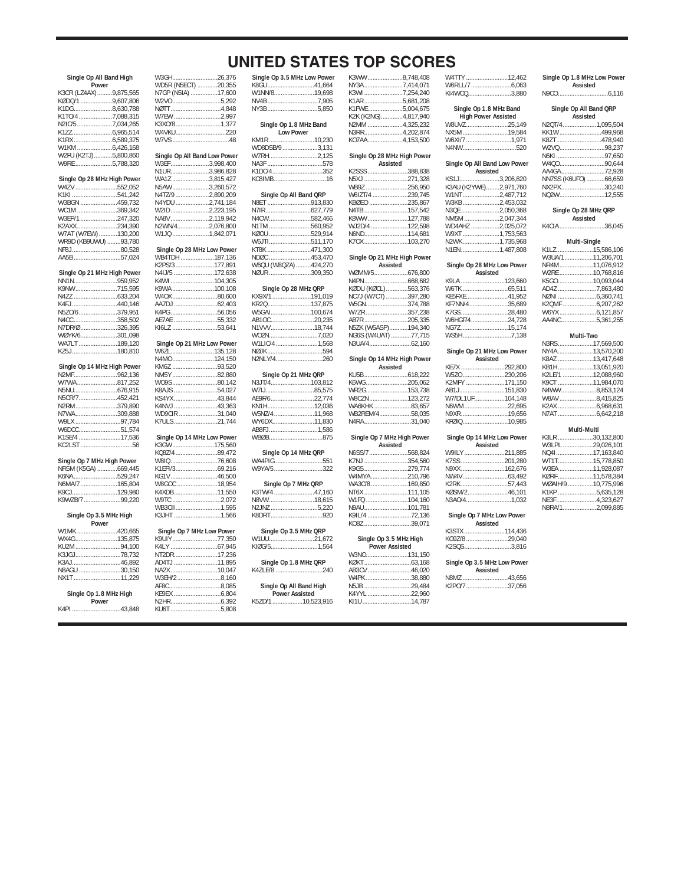# UNITED STATES TOP SCORES

### Single Op All Band High Power

| Call | Score |
|---|---|
| K3CR (LZ4AX) | 9,875,565 |
| KØDQ/1 | 9,607,806 |
| K1DG | 8,630,788 |
| K1TO/4 | 7,088,315 |
| N2IC/5 | 7,034,265 |
| K1ZZ | 6,965,514 |
| K1RX | 6,589,375 |
| W1KM | 6,426,168 |
| W2FU (K2TJ) | 5,800,860 |
| W9RE | 5,788,320 |

### Single Op 28 MHz High Power

| Call | Score |
|---|---|
| W4ZV | 552,052 |
| K1KI | 541,242 |
| W3BGN | 459,732 |
| WC1M | 369,342 |
| W3EP/1 | 247,320 |
| K2AXX | 234,390 |
| W7AT (W7EW) | 130,200 |
| WR9D (KB9UWU) | 93,780 |
| NF8J | 80,528 |
| AA5B | 57,024 |

### Single Op 21 MHz High Power

| Call | Score |
|---|---|
| NN1N | 959,952 |
| K9NW | 715,595 |
| N4ZZ | 633,204 |
| K4FJ | 440,146 |
| N5ZO/6 | 379,951 |
| N4CC | 358,502 |
| N7DR/Ø | 326,395 |
| WØYK/6 | 301,098 |
| WA7LT | 189,120 |
| KZ5J | 180,810 |

### Single Op 14 MHz High Power

| Call | Score |
|---|---|
| N2MF | 962,136 |
| W7WA | 817,252 |
| N5NU | 676,915 |
| N5CR/7 | 452,421 |
| N2RM | 379,890 |
| N7WA | 309,888 |
| W9LX | 97,784 |
| W6DCC | 51,574 |
| K1SE/4 | 17,536 |
| KC2LST | 56 |

### Single Op 7 MHz High Power

| Call | Score |
|---|---|
| NR5M (K5GA) | 669,445 |
| K6NA | 529,247 |
| N6MA/7 | 165,804 |
| K9CJ | 129,980 |
| K9WZB/7 | 99,220 |

### Single Op 3.5 MHz High Power

| Call | Score |
|---|---|
| W1MK | 420,665 |
| WX4G | 135,875 |
| KU2M | 94,100 |
| K3JGJ | 78,732 |
| K3AJ | 46,892 |
| N8AGU | 30,150 |
| NX1T | 11,229 |

### Single Op 1.8 MHz High Power

| Call | Score |
|---|---|
| K4PI | 43,848 |
| W3GH | 26,376 |
| WD5R (N5ECT) | 20,355 |
| N7GP (N5IA) | 17,600 |
| W2VO | 5,292 |
| NØTT | 4,848 |
| W7EW | 2,997 |
| K3XO/8 | 1,377 |
| W4VKU | 220 |
| W7VS | 48 |

### Single Op All Band Low Power

| Call | Score |
|---|---|
| W3EF | 3,998,400 |
| N1UR | 3,986,828 |
| WA1Z | 3,815,427 |
| N5AW | 3,260,572 |
| N4TZ/9 | 2,890,209 |
| N4YDU | 2,741,184 |
| W2ID | 2,223,195 |
| NA8V | 2,119,942 |
| N2WN/4 | 2,076,800 |
| W1JQ | 1,842,071 |

### Single Op 28 MHz Low Power

| Call | Score |
|---|---|
| WB4TDH | 187,136 |
| K2PS/3 | 177,891 |
| N4IJ/5 | 172,638 |
| K4WI | 104,305 |
| K9WA | 100,108 |
| W4OX | 80,600 |
| AA7DJ | 62,403 |
| K4PG | 56,056 |
| AE7AE | 55,332 |
| KI6LZ | 53,641 |

### Single Op 21 MHz Low Power

| Call | Score |
|---|---|
| W6ZL | 135,128 |
| N4MO | 124,150 |
| KM6Z | 93,520 |
| NM5Y | 82,880 |
| WO9S | 80,142 |
| K8AJS | 54,027 |
| KS4YX | 43,844 |
| K4NVJ | 43,363 |
| WD9CIR | 31,040 |
| K7ULS | 21,744 |

### Single Op 14 MHz Low Power

| Call | Score |
|---|---|
| K3GW | 175,560 |
| KQ8Z/4 | 89,472 |
| W8IQ | 76,608 |
| K1ER/3 | 69,216 |
| KG1V | 46,500 |
| W8GOC | 18,954 |
| K4XDB | 11,550 |
| W9TC | 2,072 |
| WB3CII | 1,595 |
| K3JHT | 1,566 |

### Single Op 7 MHz Low Power

| Call | Score |
|---|---|
| K9UIY | 77,350 |
| K4LY | 67,945 |
| NT2DR | 17,236 |
| AD4TJ | 11,895 |
| NA2X | 10,047 |
| W3EH/2 | 8,160 |
| AF8C | 8,085 |
| KE9EX | 6,804 |
| N2HR | 6,392 |
| KU6T | 5,808 |

### Single Op 3.5 MHz Low Power

| Call | Score |
|---|---|
| K8GU | 41,664 |
| W1NN/8 | 19,698 |
| NV4B | 7,905 |
| NY3B | 5,850 |

### Single Op 1.8 MHz Band Low Power

| Call | Score |
|---|---|
| KM1R | 10,230 |
| WD8DSB/9 | 3,131 |
| W7RH | 2,125 |
| NA3F | 578 |
| K1DC/4 | 352 |
| KC8IMB | 16 |

### Single Op All Band QRP

| Call | Score |
|---|---|
| N8ET | 913,830 |
| N7IR | 627,779 |
| N4CW | 582,466 |
| N1TM | 560,952 |
| KØOU | 529,914 |
| W6JTI | 511,170 |
| KT8K | 471,300 |
| NDØC | 453,470 |
| W6QU (WBQZA) | 424,270 |
| NØUR | 309,350 |

### Single Op 28 MHz QRP

| Call | Score |
|---|---|
| KX9X/1 | 191,019 |
| KR2Q | 137,875 |
| W5GAI | 100,674 |
| AB1OC | 20,235 |
| N1VVV | 18,744 |
| WO2N | 7,020 |
| W1LIC/4 | 1,568 |
| NØIJK | 594 |
| N2NLY/4 | 260 |

### Single Op 21 MHz QRP

| Call | Score |
|---|---|
| N3JT/4 | 103,812 |
| W7IJ | 85,575 |
| AE9F/6 | 22,774 |
| KN1H | 12,036 |
| W5NZ/4 | 11,968 |
| WY6DX | 11,830 |
| AB8FJ | 1,586 |
| WBØB | 875 |

### Single Op 14 MHz QRP

| Call | Score |
|---|---|
| WA4PIG | 551 |
| W9YA/5 | 322 |

### Single Op 7 MHz QRP

| Call | Score |
|---|---|
| K3TW/4 | 47,160 |
| N8VW | 18,615 |
| N2JNZ | 5,220 |
| K8DRT | 920 |

### Single Op 3.5 MHz QRP

| Call | Score |
|---|---|
| W1UU | 21,672 |
| KIØG/5 | 1,564 |

### Single Op 1.8 MHz QRP

| Call | Score |
|---|---|
| K4ZLE/8 | 240 |

### Single Op All Band High Power Assisted

| Call | Score |
|---|---|
| K5ZD/1 | 10,523,916 |
| K3WW | 8,748,408 |
| NY3A | 7,414,071 |
| K3WI | 7,254,240 |
| K1AR | 5,681,208 |
| K1FWE | 5,004,675 |
| K2K (K2NG) | 4,817,940 |
| N2MM | 4,325,232 |
| N3RR | 4,202,874 |
| KO7AA | 4,153,500 |

### Single Op 28 MHz High Power Assisted

| Call | Score |
|---|---|
| K2SSS | 388,838 |
| N5XJ | 271,328 |
| WB9Z | 256,950 |
| W6IZT/4 | 239,745 |
| KBØEO | 235,867 |
| N4TB | 157,542 |
| K8WW | 127,788 |
| WJ2D/4 | 122,598 |
| N6ND | 114,681 |
| K7OX | 103,270 |

### Single Op 21 MHz High Power Assisted

| Call | Score |
|---|---|
| WØMM/5 | 676,800 |
| N4PN | 668,682 |
| KØDU (KØCL) | 563,376 |
| NC7J (W7CT) | 397,280 |
| W5GN | 374,788 |
| W7ZR | 357,238 |
| AB7R | 205,335 |
| N5ZK (W5ASP) | 194,340 |
| NG6S (W4UAT) | 77,715 |
| N3UA/4 | 62,160 |

### Single Op 14 MHz High Power Assisted

| Call | Score |
|---|---|
| KU5B | 618,222 |
| K6WG | 205,062 |
| WR2G | 153,738 |
| W8CZN | 123,272 |
| WA6KHK | 83,657 |
| WB2REM/4 | 58,035 |
| N4RA | 31,040 |

### Single Op 7 MHz High Power Assisted

| Call | Score |
|---|---|
| N6SS/7 | 568,824 |
| K7NJ | 354,560 |
| K9GS | 279,774 |
| W4MYA | 210,796 |
| WA3C/8 | 169,850 |
| NT6X | 111,105 |
| W1FQ | 104,160 |
| N9AU | 101,781 |
| K9IL/4 | 72,136 |
| KO8Z | 39,071 |

### Single Op 3.5 MHz High Power Assisted

| Call | Score |
|---|---|
| W3NO | 131,150 |
| KØKT | 63,168 |
| AB3CV | 46,020 |
| W4PK | 38,880 |
| N5JB | 29,484 |
| K4YYL | 22,960 |
| KI1U | 14,787 |
| W4TTY | 12,462 |
| W6RLL/7 | 6,063 |
| KI4WCQ | 3,880 |

### Single Op 1.8 MHz Band High Power Assisted

| Call | Score |
|---|---|
| W8UVZ | 25,149 |
| NX5M | 19,584 |
| W6XI/7 | 1,971 |
| N4NW | 520 |

### Single Op All Band Low Power Assisted

| Call | Score |
|---|---|
| KS1J | 3,206,820 |
| K3AU (K2YWE) | 2,971,760 |
| W1NT | 2,487,712 |
| W3KB | 2,453,032 |
| N3QE | 2,050,368 |
| NM5M | 2,047,344 |
| WD4AHZ | 2,025,072 |
| W9XT | 1,753,563 |
| N2WK | 1,735,968 |
| N1EN | 1,487,808 |

### Single Op 28 MHz Low Power Assisted

| Call | Score |
|---|---|
| K9LA | 123,660 |
| W6TK | 65,511 |
| KE5FXE | 41,952 |
| KF7NN/4 | 35,689 |
| K7GS | 28,480 |
| W6HGF/4 | 24,728 |
| NG7Z | 15,174 |
| WS5H | 7,138 |

### Single Op 21 MHz Low Power Assisted

| Call | Score |
|---|---|
| KE7X | 292,800 |
| W5ZO | 230,206 |
| K2MFY | 171,150 |
| AB1J | 151,830 |
| W7/DL1UF | 104,148 |
| N6WM | 22,695 |
| N9XR | 19,656 |
| KFØIQ | 10,985 |

### Single Op 14 MHz Low Power Assisted

| Call | Score |
|---|---|
| W9ILY | 211,885 |
| K7SS | 201,280 |
| N9XX | 162,676 |
| NW4V | 63,492 |
| K2RK | 57,443 |
| KØSM/2 | 46,101 |
| N3AO/4 | 1,032 |

### Single Op 7 MHz Low Power Assisted

| Call | Score |
|---|---|
| K3STX | 114,436 |
| KG9Z/8 | 29,040 |
| K2SQS | 3,816 |

### Single Op 3.5 MHz Low Power Assisted

| Call | Score |
|---|---|
| N8MZ | 43,656 |
| K2PO/7 | 37,056 |

### Single Op 1.8 MHz Low Power Assisted

| Call | Score |
|---|---|
| N9CO | 6,116 |

### Single Op All Band QRP Assisted

| Call | Score |
|---|---|
| N2QT/4 | 1,095,504 |
| KK1W | 499,968 |
| K8ZT | 478,940 |
| W2VQ | 98,237 |
| N6KI | 97,650 |
| W4QO | 90,644 |
| AA4GA | 72,928 |
| NN7SS (K6UFO) | 66,659 |
| NX2PX | 30,240 |
| NQ2W | 12,555 |

### Single Op 28 MHz QRP Assisted

| Call | Score |
|---|---|
| K4CIA | 36,045 |

### Multi-Single

| Call | Score |
|---|---|
| K1LZ | 15,586,106 |
| W3UA/1 | 11,206,701 |
| NR4M | 11,076,912 |
| W2RE | 10,768,816 |
| K5GO | 10,093,044 |
| AD4Z | 7,863,480 |
| NØNI | 6,360,741 |
| K2QMF | 6,207,262 |
| W6YX | 6,121,857 |
| AA4NC | 5,361,255 |

### Multi-Two

| Call | Score |
|---|---|
| N3RS | 17,569,500 |
| NY4A | 13,570,200 |
| K8AZ | 13,417,648 |
| KB1H | 13,051,920 |
| K2LE/1 | 12,088,960 |
| K9CT | 11,984,070 |
| N4WW | 8,853,124 |
| W8AV | 8,415,825 |
| K2AX | 6,968,631 |
| N7AT | 6,642,218 |

### Multi-Multi

| Call | Score |
|---|---|
| K3LR | 30,132,800 |
| W3LPL | 29,026,101 |
| NQ4I | 17,163,840 |
| WT1T | 15,778,850 |
| W3EA | 11,928,087 |
| KØRF | 11,578,384 |
| WØAIH/9 | 10,775,996 |
| K1KP | 5,635,128 |
| NE3F | 4,323,627 |
| N8RA/1 | 2,099,885 |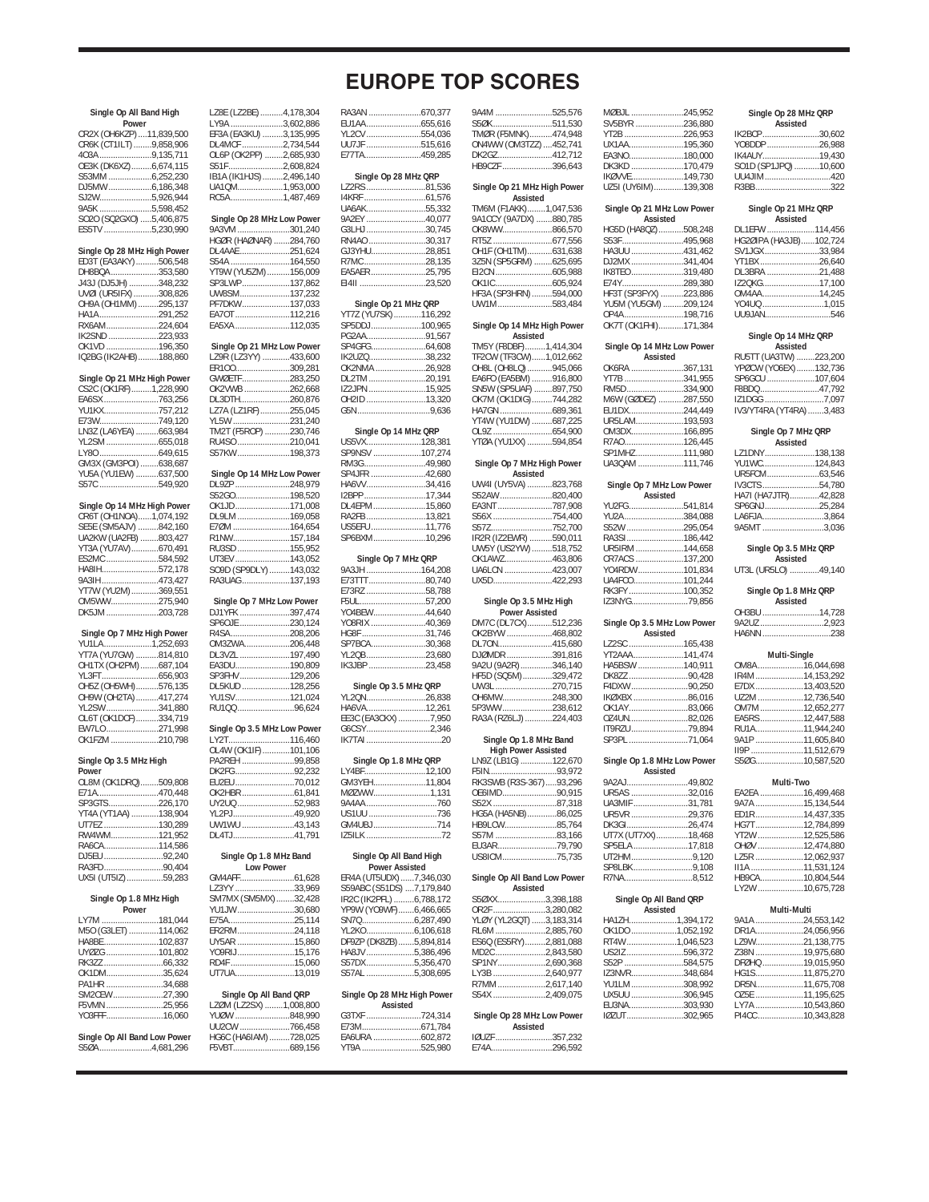# EUROPE TOP SCORES

### Single Op All Band High Power

CR2X (OH6KZP) ....11,839,500
CR6K (CT1ILT) ........9,858,906
4O3A .......................9,135,711
OE3K (DK6XZ) .........6,674,115
S53MM ....................6,252,230
DJ5MW ...................6,186,348
SJ2W.......................5,926,944
9A5K .......................5,598,452
SO2O (SQ2GXO) .....5,406,875
ES5TV .....................5,230,990

### Single Op 28 MHz High Power

ED3T (EA3AKY) ..........506,548
DH8BQA.....................353,580
J43J (DJ5JH) .............348,232
UVØI (UR5IFX) ...........308,826
OH9A (OH1MM) .........295,137
HA1A.........................291,252
RX6AM.......................224,604
IK2SND .....................223,933
OK1VD .......................196,350
IQ2BG (IK2AHB) .........188,860

### Single Op 21 MHz High Power

CS2C (OK1RF).........1,228,990
EA6SX.........................763,256
YU1KX.........................757,212
E73W...........................749,120
LN3Z (LA6YEA) ..........663,984
YL2SM .......................655,018
LY8O...........................649,615
GM3X (GM3POI) ........638,687
YU5A (YU1EW) ..........637,500
S57C ...........................549,920

### Single Op 14 MHz High Power

CR6T (OH1NOA).......1,074,192
SE5E (SM5AJV) .........842,160
UA2KW (UA2FB) ........803,427
YT3A (YU7AV).............670,491
ES2MC.........................584,592
HA8IH..........................572,178
9A3IH..........................473,427
YT7W (YU2M) ............369,551
OM5WW.......................275,940
DK5JM ........................203,728

### Single Op 7 MHz High Power

YU1LA.......................1,252,693
YT7A (YU7GW) ..........814,810
OH1TX (OH2PM) ........687,104
YL3FT..........................656,903
OH5Z (OH5WH)..........576,135
OH9W (OH2TA)...........417,274
YL2SW.........................341,880
OL6T (OK1DCF)..........334,719
EW7LO........................271,998
OK1FZM ......................210,798

### Single Op 3.5 MHz High Power

OL8M (OK1DRQ)........509,808
E71A...........................470,448
SP3GTS.......................226,170
YT4A (YT1AA) ............138,904
UT7EZ .........................130,289
RW4WM.......................121,952
RA6CA.........................114,586
DJ5EU ...........................92,240
RA3FD...........................90,404
UX5I (UT5IZ) ..................59,283

### Single Op 1.8 MHz High Power

LY7M ..........................181,044
M5O (G3LET) .............114,062
HA8BE.........................102,837
UYØZG ........................101,802
RK3ZZ ...........................66,332
OK1DM..........................35,624
PA1HR ..........................34,688
SM2CEW.......................27,390
F5VMN ..........................25,956
YO3FFF..........................16,060

### Single Op All Band Low Power

S5ØA........................4,681,296
LZ8E (LZ2BE) ..........4,178,304
LY9A .......................3,602,886
EF3A (EA3KU) .........3,135,995
DL4MCF...................2,734,544
OL6P (OK2PP) .........2,685,930
S51F.........................2,608,824
IB1A (IK1HJS) .........2,496,140
UA1OM....................1,953,000
RC5A.......................1,487,469

### Single Op 28 MHz Low Power

9A3VM ........................301,240
HGØR (HAØNAR) .......284,760
DL4AAE.......................251,624
S54A ...........................164,550
YT9W (YU5ZM) ..........156,009
SP3LWP......................137,862
UW8SM.......................137,232
PF7DKW......................137,033
EA7OT .........................112,216
EA5XA.........................112,035

### Single Op 21 MHz Low Power

LZ9R (LZ3YY) ............433,600
ER1OO.........................309,281
GWØETF......................283,250
OK2VWB ......................262,668
DL3DTH.......................260,876
LZ7A (LZ1RF).............255,045
YL5W ..........................231,240
TM2T (F5ROP) ...........230,746
RU4SO.........................210,041
S57KW.........................198,373

### Single Op 14 MHz Low Power

DL9ZP .........................248,979
S52GO.........................198,520
OK1JD.........................171,008
DL9LM .........................169,058
E7ØM ..........................164,654
R1NW ..........................157,184
RU3SD .........................155,952
UT3EV .........................143,052
SO9D (SP9DLY) .........143,032
RA3UAG......................137,193

### Single Op 7 MHz Low Power

DJ1YFK ......................397,474
SP6OJE.......................230,124
R4SA...........................208,206
OM3ZWA.....................206,448
DL3VZL .......................197,490
EA3DU.........................190,809
SP3FHV.......................129,206
DL5KUD ......................128,256
YU1SV.........................121,024
RU1QQ...........................96,624

### Single Op 3.5 MHz Low Power

LY2T............................116,460
OL4W (OK1IF) ............101,106
PA2REH .........................99,858
DK2FG...........................92,232
EU2EU...........................70,012
OK2HBR ........................61,841
UY2UQ...........................52,983
YL2PJ.............................49,920
UW1WU .........................43,143
DL4TJ.............................41,791

### Single Op 1.8 MHz Band Low Power

GM4AFF.........................61,628
LZ3YY ...........................33,969
SM7MX (SM5MX) ........32,428
YU1JW...........................30,680
E75A...............................25,114
ER2RM...........................24,118
UY5AR ...........................15,860
YO9RIJ ..........................15,176
RD4F..............................15,060
UT7UA............................13,019

### Single Op All Band QRP

LZØM (LZ2SX) ........1,008,800
YUØW .........................848,990
UU2CW .......................766,458
HG6C (HA6IAM) .........728,025
F5VBT..........................689,156
RA3AN ........................670,377
EU1AA.........................655,616
YL2CV .........................554,036
UU7JF .........................515,616
E77TA..........................459,285

### Single Op 28 MHz QRP

LZ2RS ...........................81,536
I4KRF.............................61,576
UA6AK............................55,332
9A2EY ...........................40,077
G3LHJ ............................30,745
RN4AO...........................30,317
GJ3YHU..........................28,851
R7MC..............................28,135
EA5AER..........................25,795
EI4II ...............................23,520

### Single Op 21 MHz QRP

YT7Z (YU7SK)............116,292
SP5DDJ......................100,965
PG2AA...........................91,567
SP4GFG.........................64,608
IK2UZQ..........................38,232
OK2NMA ........................26,928
DL2TM ...........................20,191
IZ2JPN ...........................15,925
OH2ID ............................13,320
G5N..................................9,636

### Single Op 14 MHz QRP

US5VX.........................128,381
SP9NSV ......................107,274
RM3G.............................49,980
SP4JFR ..........................42,680
HA6VV............................34,416
I2BPP.............................17,344
DL4EPM .........................15,860
RA2FB............................13,821
US5EFU..........................11,776
SP6BXM.........................10,296

### Single Op 7 MHz QRP

9A3JH .........................164,208
E73TTT...........................80,740
E73RZ ............................58,788
F5UL...............................57,200
YO4BEW.........................44,640
YO8RIX ..........................40,369
HG8F..............................31,746
SP7BCA..........................30,368
YL2QB............................23,680
IK3JBP ...........................23,458

### Single Op 3.5 MHz QRP

YL2QN............................26,838
HA6VA............................12,261
EE3C (EA3CKX) ..............7,950
G6CSY.............................2,346
IK7TAI ..................................20

### Single Op 1.8 MHz QRP

LY4BF.............................12,100
GM3YEH.........................11,804
MØZWW............................1,131
9A4AA.................................760
US1UU ...............................736
GM4UBJ..............................714
IZ5ILK ...................................72

### Single Op All Band High Power Assisted

ER4A (UT5UDX) ......7,346,030
S59ABC (S51DS) ....7,179,840
IR2C (IK2PFL) .........6,788,172
YP9W (YO8WF).......6,466,665
SN7Q.......................6,287,490
YL2KO......................6,106,618
DF9ZP (DK8ZB) .......5,894,814
HA8JV .....................5,386,496
S57DX......................5,356,470
S57AL ......................5,308,695

### Single Op 28 MHz High Power Assisted

G3TXF .........................724,314
E73M...........................671,784
EA6URA ......................602,872
YT9A ...........................525,980
9A4M ..........................525,576
S5ØK...........................511,530
TMØR (F5MNK)...........474,948
ON4WW (OM3TZZ) ....452,741
DK2GZ.........................412,712
HB9CZF.......................396,643

### Single Op 21 MHz High Power Assisted

TM6M (F1AKK)........1,047,536
9A1CCY (9A7DX) .......880,785
OK8WW.......................866,570
RT5Z ...........................677,556
OH1F (OH1TM)...........631,638
3Z5N (SP5GRM) ........625,695
EI2CN..........................605,988
OK1IC..........................605,924
HF3A (SP3HRN) ........594,000
UW1M..........................583,484

### Single Op 14 MHz High Power Assisted

TM5Y (F8DBF).........1,414,304
TF2CW (TF3CW)......1,012,662
OH8L (OH8LQ) ...........945,066
EA6FO (EA5BM) .........916,800
SN5W (SP5UAF) ........897,750
OK7M (OK1DIG).........744,282
HA7GN ........................689,361
YT4W (YU1DW) .........687,225
OL9Z ............................654,900
YTØA (YU1XX) ...........594,854

### Single Op 7 MHz High Power Assisted

UW4I (UY5VA) ...........823,768
S52AW........................820,400
EA3NT.........................787,908
S56X ...........................754,400
S57Z............................752,700
IR2R (IZ2EWR) ..........590,011
UW5Y (US2YW) .........518,752
OK1AWZ......................463,806
UA6LCN ......................423,007
UX5D...........................422,293

### Single Op 3.5 MHz High Power Assisted

DM7C (DL7CX)...........512,236
OK2BYW ......................468,802
DL7ON.........................415,680
DJØMDR .....................391,816
9A2U (9A2R) ..............346,140
HF5D (SQ5M) .............329,472
UW3L ..........................270,715
OH6MW........................248,300
5P3WW........................238,612
RA3A (RZ6LJ) ............224,403

### Single Op 1.8 MHz Band High Power Assisted

LN9Z (LB1G) ..............122,670
F5IN...............................93,972
RK3SWB (R3S-367) .....93,296
OE6IMD..........................90,915
S52X ..............................87,318
HG5A (HA5NB)...............86,025
HB9LCW.........................85,764
S57M .............................83,166
EU3AR............................79,790
US8ICM..........................75,735

### Single Op All Band Low Power Assisted

S5ØXX......................3,398,188
OR2F.........................3,280,082
YLØY (YL2GQT) ........3,183,314
RL6M ........................2,885,760
ES6Q (ES5RY).........2,881,088
MD2C........................2,843,580
SP1NY.......................2,690,368
LY3B .........................2,640,977
R7MM .......................2,617,140
S54X .........................2,409,075

### Single Op 28 MHz Low Power Assisted

IØUZF..........................357,232
E74A............................296,592
MØBJL ........................245,952
SV5BYR ......................236,880
YT2B ...........................226,953
UX1AA.........................195,360
EA3NO.........................180,000
DK3KD ........................170,479
IKØVVE........................149,730
UZ5I (UY6IM).............139,308

### Single Op 21 MHz Low Power Assisted

HG5D (HA8QZ) ...........508,248
S53F............................495,968
HA3UU ........................431,462
DJ2MX ........................341,404
IK8TEO........................319,480
E74Y............................289,380
HF3T (SP3FYX) ..........223,886
YU5M (YU5GM) .........209,124
OP4A...........................198,716
OK7T (OK1FHI)...........171,384

### Single Op 14 MHz Low Power Assisted

OK6RA ........................367,131
YT7B ...........................341,955
RM5D..........................334,900
M6W (GØDEZ) ...........287,550
EU1DX.........................244,449
UR5LAM......................193,593
OM3DX........................166,895
R7AO...........................126,445
SP1MHZ......................111,980
UA3QAM ....................111,746

### Single Op 7 MHz Low Power Assisted

YU2FG.........................541,814
YU2A...........................384,088
S52W ..........................295,054
RA3SI..........................186,442
UR5IRM ......................144,658
CR7ACS.......................137,200
YO4RDW.....................101,834
UA4FCO......................101,244
RK3FY ........................100,352
IZ3NYG.........................79,856

### Single Op 3.5 MHz Low Power Assisted

LZ2SC .........................165,438
YT2AAA.......................141,474
HA5BSW .....................140,911
DK8ZZ...........................90,428
F4DXW..........................90,250
IKØXBX .........................86,016
OK1AY...........................83,066
OZ4UN...........................82,026
IT9RZU..........................79,894
SP3PL............................71,064

### Single Op 1.8 MHz Low Power Assisted

9A2AJ............................49,802
UR5AS ...........................32,016
UA3MIF.........................31,781
UR5VR ..........................29,376
DK3GI............................26,474
UT7X (UT7XX) ..............18,468
SP5ELA..........................17,818
UT2HM.............................9,120
SP8LBK............................9,108
R7NA................................8,512

### Single Op All Band QRP Assisted

HA1ZH.......................1,394,172
OK1DO......................1,052,192
RT4W.......................1,046,523
US2IZ...........................596,372
S52P ...........................584,575
IZ3NVR........................348,684
YU1LM ........................308,992
UX5UU ........................306,945
EU3NA.........................303,930
IØZUT..........................302,965

### Single Op 28 MHz QRP Assisted

IK2BCP ..........................30,602
YO8DDP ........................26,988
IK4AUY..........................19,430
SO1D (SP1JPQ) ...........10,600
UU4JIM .............................420
R3BB.................................322

### Single Op 21 MHz QRP Assisted

DL1EFW .....................114,456
HG2ØIPA (HA3JB)......102,724
SV1JGX.........................33,984
YT1BX ...........................26,640
DL3BRA .........................21,488
IZ2QKG..........................17,100
OM4AA...........................14,245
YO4UQ ............................1,015
UU9JAN.............................546

### Single Op 14 MHz QRP Assisted

RU5TT (UA3TW) ........223,200
YPØCW (YO6EX) .......132,736
SP6GCU ......................107,604
F8BDQ...........................47,792
IZ1DGG ..........................7,097
IV3/YT4RA (YT4RA).......3,483

### Single Op 7 MHz QRP Assisted

LZ1DNY.......................138,138
YU1WC........................124,843
UR5FCM ........................63,546
IV3CTS ..........................54,780
HA7I (HA7JTR).............42,828
SP6GNJ.........................25,284
LA6FJA............................3,864
9A5MT ............................3,036

### Single Op 3.5 MHz QRP Assisted

UT3L (UR5LO) .............49,140

### Single Op 1.8 MHz QRP Assisted

OH3BU ..........................14,728
9A2UZ .............................2,923
HA6NN ...............................238

### Multi-Single

OM8A....................16,044,698
IR4M ....................14,153,292
E7DX ....................13,403,520
UZ2M ...................12,736,540
OM7M ..................12,652,277
EA5RS...................12,447,588
RU1A.....................11,944,240
9A1P .....................11,605,840
II9P .......................11,512,679
S5ØG.....................10,587,520

### Multi-Two

EA2EA ..................16,499,468
9A7A .....................15,134,544
ED1R.....................14,437,335
HG7T.....................12,784,899
YT2W ....................12,525,586
OHØV ....................12,474,880
LZ5R .....................12,062,937
II1A .......................11,531,124
HB9CA...................10,804,544
LY2W ....................10,675,728

### Multi-Multi

9A1A .....................24,553,142
DR1A.....................24,056,956
LZ9W.....................21,138,775
Z38N .....................19,975,680
DRØHQ..................19,015,950
HG1S.....................11,875,270
DR5N.....................11,675,708
OZ5E .....................11,195,625
LY7A .....................10,543,860
PI4CC....................10,343,828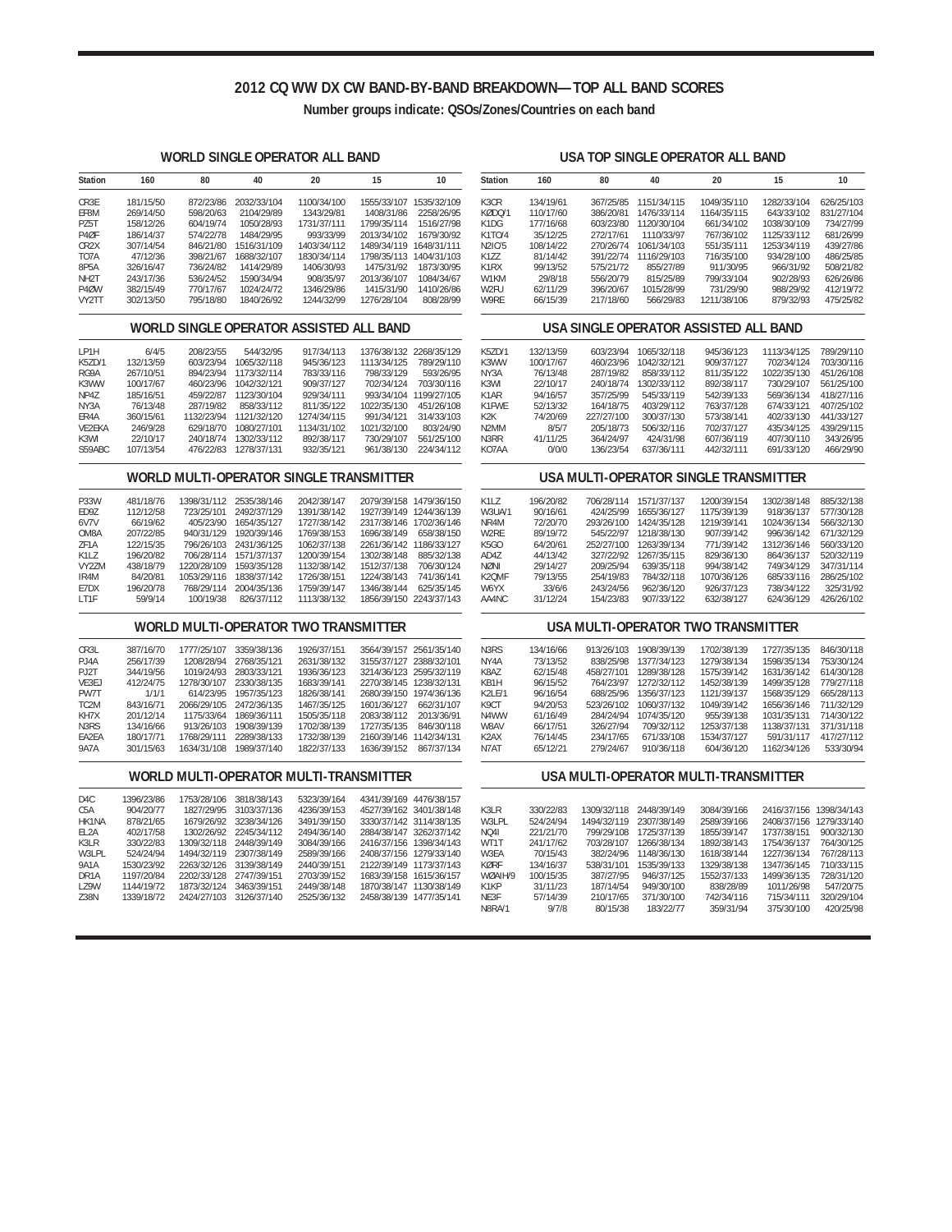# 2012 CQ WW DX CW BAND-BY-BAND BREAKDOWN—TOP ALL BAND SCORES

**Number groups indicate: QSOs/Zones/Countries on each band**

## WORLD SINGLE OPERATOR ALL BAND

| Station | 160 | 80 | 40 | 20 | 15 | 10 |
|---|---|---|---|---|---|---|
| CR3E | 181/15/50 | 872/23/86 | 2032/33/104 | 1100/34/100 | 1555/33/107 | 1535/32/109 |
| EF8M | 269/14/50 | 598/20/63 | 2104/29/89 | 1343/29/81 | 1408/31/86 | 2258/26/95 |
| PZ5T | 158/12/26 | 604/19/74 | 1050/28/93 | 1731/37/111 | 1799/35/114 | 1516/27/98 |
| P4ØF | 186/14/37 | 574/22/78 | 1484/29/95 | 993/33/99 | 2013/34/102 | 1679/30/92 |
| CR2X | 307/14/54 | 846/21/80 | 1516/31/109 | 1403/34/112 | 1489/34/119 | 1648/31/111 |
| TO7A | 47/12/36 | 398/21/67 | 1688/32/107 | 1830/34/114 | 1798/35/113 | 1404/31/103 |
| 8P5A | 326/16/47 | 736/24/82 | 1414/29/89 | 1406/30/93 | 1475/31/92 | 1873/30/95 |
| NH2T | 243/17/36 | 536/24/52 | 1590/34/94 | 908/35/97 | 2013/36/107 | 1084/34/67 |
| P4ØW | 382/15/49 | 770/17/67 | 1024/24/72 | 1346/29/86 | 1415/31/90 | 1410/26/86 |
| VY2TT | 302/13/50 | 795/18/80 | 1840/26/92 | 1244/32/99 | 1276/28/104 | 808/28/99 |

## WORLD SINGLE OPERATOR ASSISTED ALL BAND

| Station | 160 | 80 | 40 | 20 | 15 | 10 |
|---|---|---|---|---|---|---|
| LP1H | 6/4/5 | 208/23/55 | 544/32/95 | 917/34/113 | 1376/38/132 | 2268/35/129 |
| K5ZD/1 | 132/13/59 | 603/23/94 | 1065/32/118 | 945/36/123 | 1113/34/125 | 789/29/110 |
| RG9A | 267/10/51 | 894/23/94 | 1173/32/114 | 783/33/116 | 798/33/129 | 593/26/95 |
| K3WW | 100/17/67 | 460/23/96 | 1042/32/121 | 909/37/127 | 702/34/124 | 703/30/116 |
| NP4Z | 185/16/51 | 459/22/87 | 1123/30/104 | 929/34/111 | 993/34/104 | 1199/27/105 |
| NY3A | 76/13/48 | 287/19/82 | 858/33/112 | 811/35/122 | 1022/35/130 | 451/26/108 |
| ER4A | 360/15/61 | 1132/23/94 | 1121/32/120 | 1274/34/115 | 991/34/121 | 314/33/103 |
| VE2EKA | 246/9/28 | 629/18/70 | 1080/27/101 | 1134/31/102 | 1021/32/100 | 803/24/90 |
| K3WI | 22/10/17 | 240/18/74 | 1302/33/112 | 892/38/117 | 730/29/107 | 561/25/100 |
| S59ABC | 107/13/54 | 476/22/83 | 1278/37/131 | 932/35/121 | 961/38/130 | 224/34/112 |

## WORLD MULTI-OPERATOR SINGLE TRANSMITTER

| Station | 160 | 80 | 40 | 20 | 15 | 10 |
|---|---|---|---|---|---|---|
| P33W | 481/18/76 | 1398/31/112 | 2535/38/146 | 2042/38/147 | 2079/39/158 | 1479/36/150 |
| ED9Z | 112/12/58 | 723/25/101 | 2492/37/129 | 1391/38/142 | 1927/39/149 | 1244/36/139 |
| 6V7V | 66/19/62 | 405/23/90 | 1654/35/127 | 1727/38/142 | 2317/38/146 | 1702/36/146 |
| OM8A | 207/22/85 | 940/31/129 | 1920/39/146 | 1769/38/153 | 1696/38/149 | 658/38/150 |
| ZF1A | 122/15/35 | 796/26/103 | 2431/36/125 | 1062/37/138 | 2261/36/142 | 1186/33/127 |
| K1LZ | 196/20/82 | 706/28/114 | 1571/37/137 | 1200/39/154 | 1302/38/148 | 885/32/138 |
| VY2ZM | 438/18/79 | 1220/28/109 | 1593/35/128 | 1132/38/142 | 1512/37/138 | 706/30/124 |
| IR4M | 84/20/81 | 1053/29/116 | 1838/37/142 | 1726/38/151 | 1224/38/143 | 741/36/141 |
| E7DX | 196/20/78 | 768/29/114 | 2004/35/136 | 1759/39/147 | 1346/38/144 | 625/35/145 |
| LT1F | 59/9/14 | 100/19/38 | 826/37/112 | 1113/38/132 | 1856/39/150 | 2243/37/143 |

## WORLD MULTI-OPERATOR TWO TRANSMITTER

| Station | 160 | 80 | 40 | 20 | 15 | 10 |
|---|---|---|---|---|---|---|
| CR3L | 387/16/70 | 1777/25/107 | 3359/38/136 | 1926/37/151 | 3564/39/157 | 2561/35/140 |
| PJ4A | 256/17/39 | 1208/28/94 | 2768/35/121 | 2631/38/132 | 3155/37/127 | 2388/32/101 |
| PJ2T | 344/19/56 | 1019/24/93 | 2803/33/121 | 1936/36/123 | 3214/36/123 | 2595/32/119 |
| VE3EJ | 412/24/75 | 1278/30/107 | 2330/38/135 | 1683/39/141 | 2270/38/145 | 1238/32/131 |
| PW7T | 1/1/1 | 614/23/95 | 1957/35/123 | 1826/38/141 | 2680/39/150 | 1974/36/136 |
| TC2M | 843/16/71 | 2066/29/105 | 2472/36/135 | 1467/35/125 | 1601/36/127 | 662/31/107 |
| KH7X | 201/12/14 | 1175/33/64 | 1869/36/111 | 1505/35/118 | 2083/38/112 | 2013/36/91 |
| N3RS | 134/16/66 | 913/26/103 | 1908/39/139 | 1702/38/139 | 1727/35/135 | 846/30/118 |
| EA2EA | 180/17/71 | 1768/29/111 | 2289/38/133 | 1732/38/139 | 2160/39/146 | 1142/34/131 |
| 9A7A | 301/15/63 | 1634/31/108 | 1989/37/140 | 1822/37/133 | 1636/39/152 | 867/37/134 |

## WORLD MULTI-OPERATOR MULTI-TRANSMITTER

| Station | 160 | 80 | 40 | 20 | 15 | 10 |
|---|---|---|---|---|---|---|
| D4C | 1396/23/86 | 1753/28/106 | 3818/38/143 | 5323/39/164 | 4341/39/169 | 4476/38/157 |
| C5A | 904/20/77 | 1827/29/95 | 3103/37/136 | 4236/39/153 | 4527/39/162 | 3401/38/148 |
| HK1NA | 878/21/65 | 1679/26/92 | 3238/34/126 | 3491/39/150 | 3330/37/142 | 3114/38/135 |
| EL2A | 402/17/58 | 1302/26/92 | 2245/34/112 | 2494/36/140 | 2884/38/147 | 3262/37/142 |
| K3LR | 330/22/83 | 1309/32/118 | 2448/39/149 | 3084/39/166 | 2416/37/156 | 1398/34/143 |
| W3LPL | 524/24/94 | 1494/32/119 | 2307/38/149 | 2589/39/166 | 2408/37/156 | 1279/33/140 |
| 9A1A | 1530/23/92 | 2263/32/126 | 3139/38/149 | 2440/39/151 | 2122/39/149 | 1173/37/143 |
| DR1A | 1197/20/84 | 2202/33/128 | 2747/39/151 | 2703/39/152 | 1683/39/158 | 1615/36/157 |
| LZ9W | 1144/19/72 | 1873/32/124 | 3463/39/151 | 2449/38/148 | 1870/38/147 | 1130/38/149 |
| Z38N | 1339/18/72 | 2424/27/103 | 3126/37/140 | 2525/36/132 | 2458/38/139 | 1477/35/141 |

## USA TOP SINGLE OPERATOR ALL BAND

| Station | 160 | 80 | 40 | 20 | 15 | 10 |
|---|---|---|---|---|---|---|
| K3CR | 134/19/61 | 367/25/85 | 1151/34/115 | 1049/35/110 | 1282/33/104 | 626/25/103 |
| KØDQ/1 | 110/17/60 | 386/20/81 | 1476/33/114 | 1164/35/115 | 643/33/102 | 831/27/104 |
| K1DG | 177/16/68 | 603/23/80 | 1120/30/104 | 661/34/102 | 1038/30/109 | 734/27/99 |
| K1TO/4 | 35/12/25 | 272/17/61 | 1110/33/97 | 767/36/102 | 1125/33/112 | 681/26/99 |
| N2IC/5 | 108/14/22 | 270/26/74 | 1061/34/103 | 551/35/111 | 1253/34/119 | 439/27/86 |
| K1ZZ | 81/14/42 | 391/22/74 | 1116/29/103 | 716/35/100 | 934/28/100 | 486/25/85 |
| K1RX | 99/13/52 | 575/21/72 | 855/27/89 | 911/30/95 | 966/31/92 | 508/21/82 |
| W1KM | 29/8/18 | 556/20/79 | 815/25/89 | 799/33/104 | 902/28/93 | 626/26/86 |
| W2FU | 62/11/29 | 396/20/67 | 1015/28/99 | 731/29/90 | 988/29/92 | 412/19/72 |
| W9RE | 66/15/39 | 217/18/60 | 566/29/83 | 1211/38/106 | 879/32/93 | 475/25/82 |

## USA SINGLE OPERATOR ASSISTED ALL BAND

| Station | 160 | 80 | 40 | 20 | 15 | 10 |
|---|---|---|---|---|---|---|
| K5ZD/1 | 132/13/59 | 603/23/94 | 1065/32/118 | 945/36/123 | 1113/34/125 | 789/29/110 |
| K3WW | 100/17/67 | 460/23/96 | 1042/32/121 | 909/37/127 | 702/34/124 | 703/30/116 |
| NY3A | 76/13/48 | 287/19/82 | 858/33/112 | 811/35/122 | 1022/35/130 | 451/26/108 |
| K3WI | 22/10/17 | 240/18/74 | 1302/33/112 | 892/38/117 | 730/29/107 | 561/25/100 |
| K1AR | 94/16/57 | 357/25/99 | 545/33/119 | 542/39/133 | 569/36/134 | 418/27/116 |
| K1FWE | 52/13/32 | 164/18/75 | 403/29/112 | 763/37/128 | 674/33/121 | 407/25/102 |
| K2K | 74/20/69 | 227/27/100 | 300/37/130 | 573/38/141 | 402/33/130 | 441/33/127 |
| N2MM | 8/5/7 | 205/18/73 | 506/32/116 | 702/37/127 | 435/34/125 | 439/29/115 |
| N3RR | 41/11/25 | 364/24/97 | 424/31/98 | 607/36/119 | 407/30/110 | 343/26/95 |
| KO7AA | 0/0/0 | 136/23/54 | 637/36/111 | 442/32/111 | 691/33/120 | 466/29/90 |

## USA MULTI-OPERATOR SINGLE TRANSMITTER

| Station | 160 | 80 | 40 | 20 | 15 | 10 |
|---|---|---|---|---|---|---|
| K1LZ | 196/20/82 | 706/28/114 | 1571/37/137 | 1200/39/154 | 1302/38/148 | 885/32/138 |
| W3UA/1 | 90/16/61 | 424/25/99 | 1655/36/127 | 1175/39/139 | 918/36/137 | 577/30/128 |
| NR4M | 72/20/70 | 293/26/100 | 1424/35/128 | 1219/39/141 | 1024/36/134 | 566/32/130 |
| W2RE | 89/19/72 | 545/22/97 | 1218/38/130 | 907/39/142 | 996/36/142 | 671/32/129 |
| K5GO | 64/20/61 | 252/27/100 | 1263/39/134 | 771/39/142 | 1312/36/146 | 560/33/120 |
| AD4Z | 44/13/42 | 327/22/92 | 1267/35/115 | 829/36/130 | 864/36/137 | 520/32/119 |
| NØNI | 29/14/27 | 209/25/94 | 639/35/118 | 994/38/142 | 749/34/129 | 347/31/114 |
| K2QMF | 79/13/55 | 254/19/83 | 784/32/118 | 1070/36/126 | 685/33/116 | 286/25/102 |
| W6YX | 33/6/6 | 243/24/56 | 962/36/120 | 926/37/123 | 738/34/122 | 325/31/92 |
| AA4NC | 31/12/24 | 154/23/83 | 907/33/122 | 632/38/127 | 624/36/129 | 426/26/102 |

## USA MULTI-OPERATOR TWO TRANSMITTER

| Station | 160 | 80 | 40 | 20 | 15 | 10 |
|---|---|---|---|---|---|---|
| N3RS | 134/16/66 | 913/26/103 | 1908/39/139 | 1702/38/139 | 1727/35/135 | 846/30/118 |
| NY4A | 73/13/52 | 838/25/98 | 1377/34/123 | 1279/38/134 | 1598/35/134 | 753/30/124 |
| K8AZ | 62/15/48 | 458/27/101 | 1289/38/128 | 1575/39/142 | 1631/36/142 | 614/30/128 |
| KB1H | 96/15/52 | 764/23/97 | 1272/32/112 | 1452/38/139 | 1499/35/128 | 779/27/118 |
| K2LE/1 | 96/16/54 | 688/25/96 | 1356/37/133 | 1121/39/137 | 1568/35/129 | 665/28/113 |
| K9CT | 94/20/53 | 523/26/102 | 1060/37/132 | 1049/39/142 | 1656/36/146 | 711/32/129 |
| N4WW | 61/16/49 | 284/24/94 | 1074/35/120 | 955/39/138 | 1031/35/131 | 714/30/122 |
| W8AV | 66/17/51 | 326/27/94 | 709/32/112 | 1253/37/138 | 1138/37/131 | 371/31/118 |
| K2AX | 76/14/45 | 234/17/65 | 671/33/108 | 1534/37/127 | 591/31/117 | 417/27/112 |
| N7AT | 65/12/21 | 279/24/67 | 910/36/118 | 604/36/120 | 1162/34/126 | 533/30/94 |

## USA MULTI-OPERATOR MULTI-TRANSMITTER

| Station | 160 | 80 | 40 | 20 | 15 | 10 |
|---|---|---|---|---|---|---|
| K3LR | 330/22/83 | 1309/32/118 | 2448/39/149 | 3084/39/166 | 2416/37/156 | 1398/34/143 |
| W3LPL | 524/24/94 | 1494/32/119 | 2307/38/149 | 2589/39/166 | 2408/37/156 | 1279/33/140 |
| NQ4I | 221/21/70 | 799/29/108 | 1725/37/139 | 1855/39/147 | 1737/38/151 | 900/32/130 |
| WT1T | 241/17/62 | 703/28/107 | 1266/38/134 | 1892/38/143 | 1754/36/137 | 764/30/125 |
| W3EA | 70/15/43 | 382/24/96 | 1148/36/130 | 1618/38/144 | 1227/36/134 | 767/28/113 |
| KØRF | 134/16/37 | 538/31/101 | 1535/39/133 | 1329/38/138 | 1347/36/145 | 710/33/115 |
| WØAIH/9 | 100/15/35 | 387/27/95 | 946/37/125 | 1552/37/133 | 1499/36/135 | 728/31/120 |
| K1KP | 31/11/23 | 187/14/54 | 949/30/100 | 838/28/89 | 1011/26/98 | 547/20/75 |
| NE3F | 57/14/39 | 210/17/65 | 371/30/100 | 742/34/116 | 715/34/111 | 320/29/104 |
| N8RA/1 | 9/7/8 | 80/15/38 | 183/22/77 | 359/31/94 | 375/30/100 | 420/25/98 |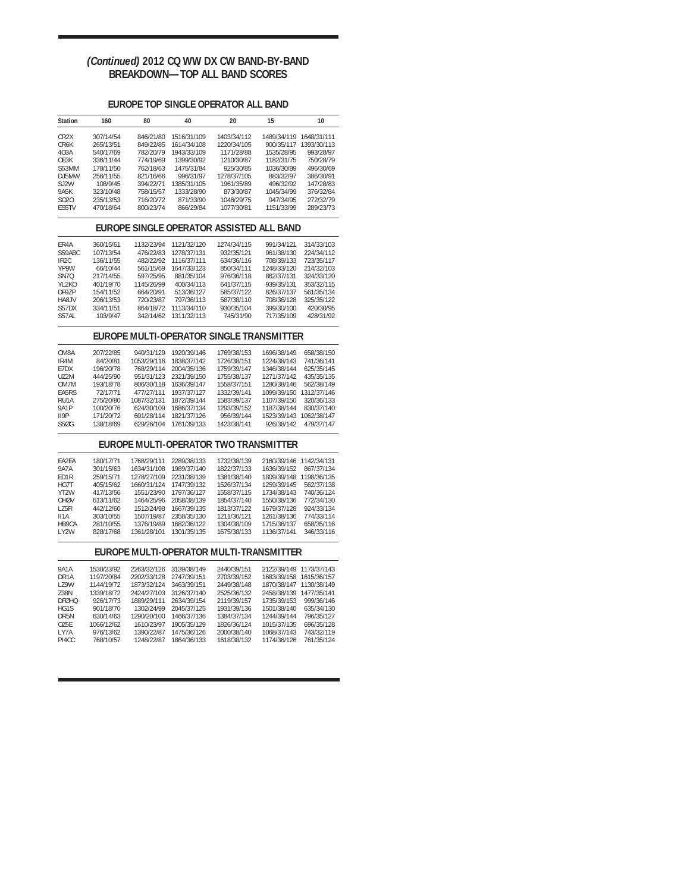## *(Continued)* 2012 CQ WW DX CW BAND-BY-BAND BREAKDOWN—TOP ALL BAND SCORES

### EUROPE TOP SINGLE OPERATOR ALL BAND

| Station | 160 | 80 | 40 | 20 | 15 | 10 |
|---|---|---|---|---|---|---|
| CR2X | 307/14/54 | 846/21/80 | 1516/31/109 | 1403/34/112 | 1489/34/119 | 1648/31/111 |
| CR6K | 265/13/51 | 849/22/85 | 1614/34/108 | 1220/34/105 | 900/35/117 | 1393/30/113 |
| 4O3A | 540/17/69 | 782/20/79 | 1943/33/109 | 1171/28/88 | 1535/28/95 | 993/28/97 |
| OE3K | 336/11/44 | 774/19/69 | 1399/30/92 | 1210/30/87 | 1182/31/75 | 750/28/79 |
| S53MM | 178/11/50 | 762/18/63 | 1475/31/84 | 925/30/85 | 1036/30/89 | 496/30/69 |
| DJ5MW | 256/11/55 | 821/16/66 | 996/31/97 | 1278/37/105 | 883/32/97 | 386/30/91 |
| SJ2W | 108/9/45 | 394/22/71 | 1385/31/105 | 1961/35/89 | 496/32/92 | 147/28/83 |
| 9A5K | 323/10/48 | 758/15/57 | 1333/28/90 | 873/30/87 | 1045/34/99 | 376/32/84 |
| SO2O | 235/13/53 | 716/20/72 | 871/33/90 | 1046/29/75 | 947/34/95 | 272/32/79 |
| ES5TV | 470/18/64 | 800/23/74 | 866/29/84 | 1077/30/81 | 1151/33/99 | 289/23/73 |

### EUROPE SINGLE OPERATOR ASSISTED ALL BAND

| Station | 160 | 80 | 40 | 20 | 15 | 10 |
|---|---|---|---|---|---|---|
| ER4A | 360/15/61 | 1132/23/94 | 1121/32/120 | 1274/34/115 | 991/34/121 | 314/33/103 |
| S59ABC | 107/13/54 | 476/22/83 | 1278/37/131 | 932/35/121 | 961/38/130 | 224/34/112 |
| IR2C | 136/11/55 | 482/22/92 | 1116/37/111 | 634/36/116 | 708/39/133 | 723/35/117 |
| YP9W | 66/10/44 | 561/15/69 | 1647/33/123 | 850/34/111 | 1248/33/120 | 214/32/103 |
| SN7Q | 217/14/55 | 597/25/95 | 881/35/104 | 976/36/118 | 862/37/131 | 324/33/120 |
| YL2KO | 401/19/70 | 1145/26/99 | 400/34/113 | 641/37/115 | 939/35/131 | 353/32/115 |
| DF9ZP | 154/11/52 | 664/20/91 | 513/36/127 | 585/37/122 | 826/37/137 | 561/35/134 |
| HA8JV | 206/13/53 | 720/23/87 | 797/36/113 | 587/38/110 | 708/36/128 | 325/35/122 |
| S57DX | 334/11/51 | 864/18/72 | 1113/34/110 | 930/35/104 | 399/30/100 | 420/30/95 |
| S57AL | 103/9/47 | 342/14/62 | 1311/32/113 | 745/31/90 | 717/35/109 | 428/31/92 |

### EUROPE MULTI-OPERATOR SINGLE TRANSMITTER

| Station | 160 | 80 | 40 | 20 | 15 | 10 |
|---|---|---|---|---|---|---|
| OM8A | 207/22/85 | 940/31/129 | 1920/39/146 | 1769/38/153 | 1696/38/149 | 658/38/150 |
| IR4M | 84/20/81 | 1053/29/116 | 1838/37/142 | 1726/38/151 | 1224/38/143 | 741/36/141 |
| E7DX | 196/20/78 | 768/29/114 | 2004/35/136 | 1759/39/147 | 1346/38/144 | 625/35/145 |
| UZ2M | 444/25/90 | 951/31/123 | 2321/39/150 | 1755/38/137 | 1271/37/142 | 435/35/135 |
| OM7M | 193/18/78 | 806/30/118 | 1636/39/147 | 1558/37/151 | 1280/38/146 | 562/38/149 |
| EA5RS | 72/17/71 | 477/27/111 | 1937/37/127 | 1332/39/141 | 1099/39/150 | 1312/37/146 |
| RU1A | 275/20/80 | 1087/32/131 | 1872/39/144 | 1583/39/137 | 1107/39/150 | 320/36/133 |
| 9A1P | 100/20/76 | 624/30/109 | 1686/37/134 | 1293/39/152 | 1187/38/144 | 830/37/140 |
| II9P | 171/20/72 | 601/28/114 | 1821/37/126 | 956/39/144 | 1523/39/143 | 1062/38/147 |
| S50G | 138/18/69 | 629/26/104 | 1761/39/133 | 1423/38/141 | 926/38/142 | 479/37/147 |

### EUROPE MULTI-OPERATOR TWO TRANSMITTER

| Station | 160 | 80 | 40 | 20 | 15 | 10 |
|---|---|---|---|---|---|---|
| EA2EA | 180/17/71 | 1768/29/111 | 2289/38/133 | 1732/38/139 | 2160/39/146 | 1142/34/131 |
| 9A7A | 301/15/63 | 1634/31/108 | 1989/37/140 | 1822/37/133 | 1636/39/152 | 867/37/134 |
| ED1R | 259/15/71 | 1278/27/109 | 2231/38/139 | 1381/38/140 | 1809/39/148 | 1198/36/135 |
| HG7T | 405/15/62 | 1660/31/124 | 1747/39/132 | 1526/37/134 | 1259/39/145 | 562/37/138 |
| YT2W | 417/13/56 | 1551/23/90 | 1797/36/127 | 1558/37/115 | 1734/38/143 | 740/36/124 |
| OH0V | 613/11/62 | 1464/25/96 | 2058/38/139 | 1854/37/140 | 1550/38/136 | 772/34/130 |
| LZ5R | 442/12/60 | 1512/24/98 | 1667/39/135 | 1813/37/122 | 1679/37/128 | 924/33/134 |
| II1A | 303/10/55 | 1507/19/87 | 2358/35/130 | 1211/36/121 | 1261/38/136 | 774/33/114 |
| HB9CA | 281/10/55 | 1376/19/89 | 1682/36/122 | 1304/38/109 | 1715/36/137 | 658/35/116 |
| LY2W | 828/17/68 | 1361/28/101 | 1301/35/135 | 1675/38/133 | 1136/37/141 | 346/33/116 |

### EUROPE MULTI-OPERATOR MULTI-TRANSMITTER

| Station | 160 | 80 | 40 | 20 | 15 | 10 |
|---|---|---|---|---|---|---|
| 9A1A | 1530/23/92 | 2263/32/126 | 3139/38/149 | 2440/39/151 | 2122/39/149 | 1173/37/143 |
| DR1A | 1197/20/84 | 2202/33/128 | 2747/39/151 | 2703/39/152 | 1683/39/158 | 1615/36/157 |
| LZ9W | 1144/19/72 | 1873/32/124 | 3463/39/151 | 2449/38/148 | 1870/38/147 | 1130/38/149 |
| Z38N | 1339/18/72 | 2424/27/103 | 3126/37/140 | 2525/36/132 | 2458/38/139 | 1477/35/141 |
| DF0HQ | 926/17/73 | 1889/29/111 | 2634/39/154 | 2119/39/157 | 1735/39/153 | 999/36/146 |
| HG1S | 901/18/70 | 1302/24/99 | 2045/37/125 | 1931/39/136 | 1501/38/140 | 635/34/130 |
| DR5N | 630/14/63 | 1290/20/100 | 1466/37/136 | 1384/37/134 | 1244/39/144 | 796/35/127 |
| OZ5E | 1066/12/62 | 1610/23/97 | 1905/35/129 | 1826/36/124 | 1015/37/135 | 696/35/128 |
| LY7A | 976/13/62 | 1390/22/87 | 1475/36/126 | 2000/38/140 | 1068/37/143 | 743/32/119 |
| PI4CC | 768/10/57 | 1248/22/87 | 1864/36/133 | 1618/38/132 | 1174/36/126 | 761/35/124 |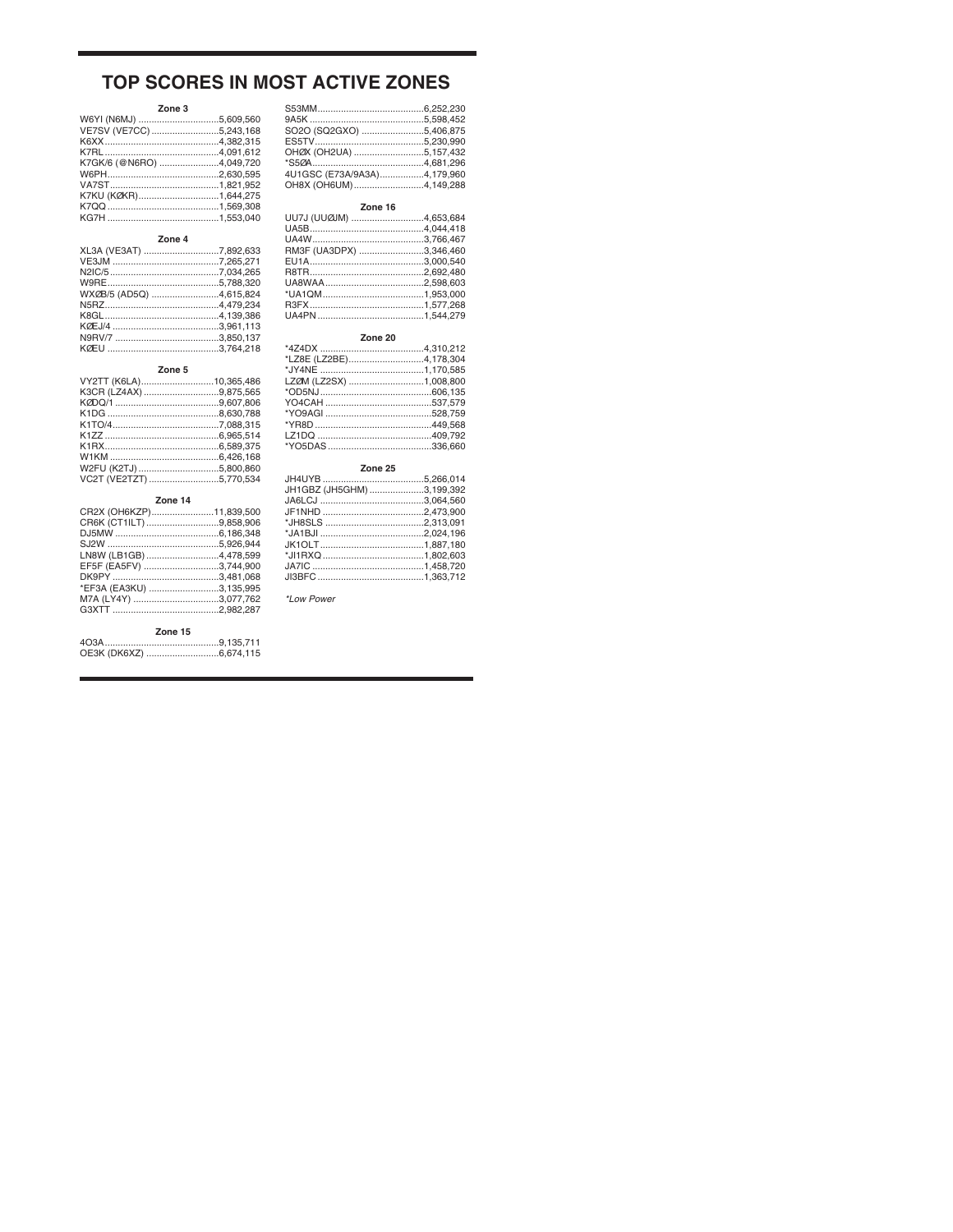# TOP SCORES IN MOST ACTIVE ZONES

### Zone 3

| | |
|---|---|
| W6YI (N6MJ) | 5,609,560 |
| VE7SV (VE7CC) | 5,243,168 |
| K6XX | 4,382,315 |
| K7RL | 4,091,612 |
| K7GK/6 (@N6RO) | 4,049,720 |
| W6PH | 2,630,595 |
| VA7ST | 1,821,952 |
| K7KU (KØKR) | 1,644,275 |
| K7QQ | 1,569,308 |
| KG7H | 1,553,040 |

### Zone 4

| | |
|---|---|
| XL3A (VE3AT) | 7,892,633 |
| VE3JM | 7,265,271 |
| N2IC/5 | 7,034,265 |
| W9RE | 5,788,320 |
| WXØB/5 (AD5Q) | 4,615,824 |
| N5RZ | 4,479,234 |
| K8GL | 4,139,386 |
| KØEJ/4 | 3,961,113 |
| N9RV/7 | 3,850,137 |
| KØEU | 3,764,218 |

### Zone 5

| | |
|---|---|
| VY2TT (K6LA) | 10,365,486 |
| K3CR (LZ4AX) | 9,875,565 |
| KØDQ/1 | 9,607,806 |
| K1DG | 8,630,788 |
| K1TO/4 | 7,088,315 |
| K1ZZ | 6,965,514 |
| K1RX | 6,589,375 |
| W1KM | 6,426,168 |
| W2FU (K2TJ) | 5,800,860 |
| VC2T (VE2TZT) | 5,770,534 |

### Zone 14

| | |
|---|---|
| CR2X (OH6KZP) | 11,839,500 |
| CR6K (CT1ILT) | 9,858,906 |
| DJ5MW | 6,186,348 |
| SJ2W | 5,926,944 |
| LN8W (LB1GB) | 4,478,599 |
| EF5F (EA5FV) | 3,744,900 |
| DK9PY | 3,481,068 |
| *EF3A (EA3KU) | 3,135,995 |
| M7A (LY4Y) | 3,077,762 |
| G3XTT | 2,982,287 |

### Zone 15

| | |
|---|---|
| 4O3A | 9,135,711 |
| OE3K (DK6XZ) | 6,674,115 |
| S53MM | 6,252,230 |
| 9A5K | 5,598,452 |
| SO2O (SQ2GXO) | 5,406,875 |
| ES5TV | 5,230,990 |
| OHØX (OH2UA) | 5,157,432 |
| *S5ØA | 4,681,296 |
| 4U1GSC (E73A/9A3A) | 4,179,960 |
| OH8X (OH6UM) | 4,149,288 |

### Zone 16

| | |
|---|---|
| UU7J (UUØJM) | 4,653,684 |
| UA5B | 4,044,418 |
| UA4W | 3,766,467 |
| RM3F (UA3DPX) | 3,346,460 |
| EU1A | 3,000,540 |
| R8TR | 2,692,480 |
| UA8WAA | 2,598,603 |
| *UA1QM | 1,953,000 |
| R3FX | 1,577,268 |
| UA4PN | 1,544,279 |

### Zone 20

| | |
|---|---|
| *4Z4DX | 4,310,212 |
| *LZ8E (LZ2BE) | 4,178,304 |
| *JY4NE | 1,170,585 |
| LZØM (LZ2SX) | 1,008,800 |
| *OD5NJ | 606,135 |
| YO4CAH | 537,579 |
| *YO9AGI | 528,759 |
| *YR8D | 449,568 |
| LZ1DQ | 409,792 |
| *YO5DAS | 336,660 |

### Zone 25

| | |
|---|---|
| JH4UYB | 5,266,014 |
| JH1GBZ (JH5GHM) | 3,199,392 |
| JA6LCJ | 3,064,560 |
| JF1NHD | 2,473,900 |
| *JH8SLS | 2,313,091 |
| *JA1BJI | 2,024,196 |
| JK1OLT | 1,887,180 |
| *JI1RXQ | 1,802,603 |
| JA7IC | 1,458,720 |
| JI3BFC | 1,363,712 |

*\*Low Power*